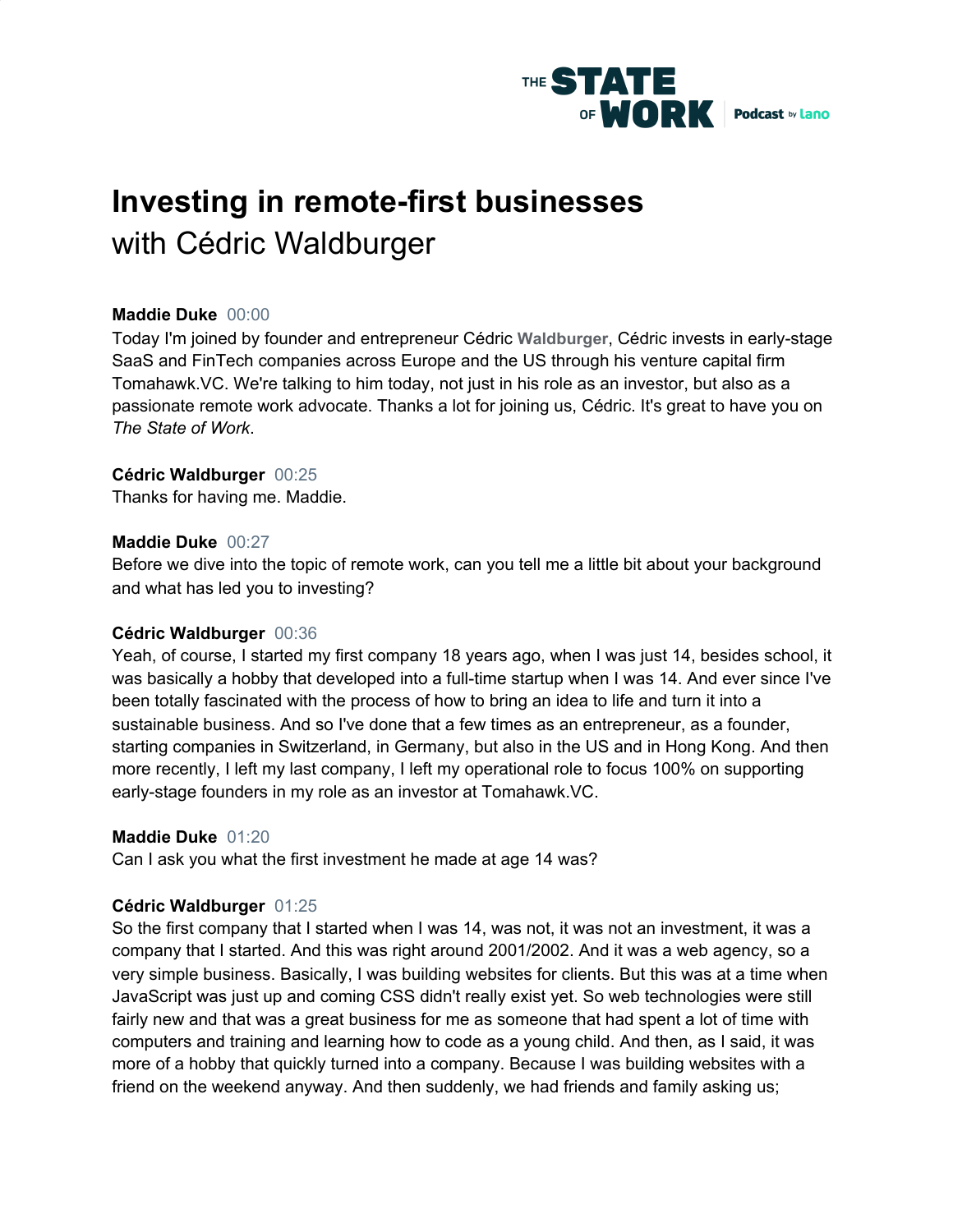# Investing in remote-first businesses

with Cédric Waldburger

**Maddie Duke** 00:00

Today I'm joined by founder and entrepreneur Cédric **Waldburger**, Cédric invests in early-stage SaaS and FinTech companies across Europe and the US through his venture capital firm Tomahawk.VC. We're talking to him today, not just in his role as an investor, but also as a passionate remote work advocate. Thanks a lot for joining us, Cédric. It's great to have you on *The State of Work*.

**Cédric Waldburger** 00:25

Thanks for having me. Maddie.

**Maddie Duke** 00:27

Before we dive into the topic of remote work, can you tell me a little bit about your background and what has led you to investing?

**Cédric Waldburger** 00:36

Yeah, of course, I started my first company 18 years ago, when I was just 14, besides school, it was basically a hobby that developed into a full-time startup when I was 14. And ever since I've been totally fascinated with the process of how to bring an idea to life and turn it into a sustainable business. And so I've done that a few times as an entrepreneur, as a founder, starting companies in Switzerland, in Germany, but also in the US and in Hong Kong. And then more recently, I left my last company, I left my operational role to focus 100% on supporting early-stage founders in my role as an investor at Tomahawk.VC.

**Maddie Duke** 01:20

Can I ask you what the first investment he made at age 14 was?

**Cédric Waldburger** 01:25

So the first company that I started when I was 14, was not, it was not an investment, it was a company that I started. And this was right around 2001/2002. And it was a web agency, so a very simple business. Basically, I was building websites for clients. But this was at a time when JavaScript was just up and coming CSS didn't really exist yet. So web technologies were still fairly new and that was a great business for me as someone that had spent a lot of time with computers and training and learning how to code as a young child. And then, as I said, it was more of a hobby that quickly turned into a company. Because I was building websites with a friend on the weekend anyway. And then suddenly, we had friends and family asking us;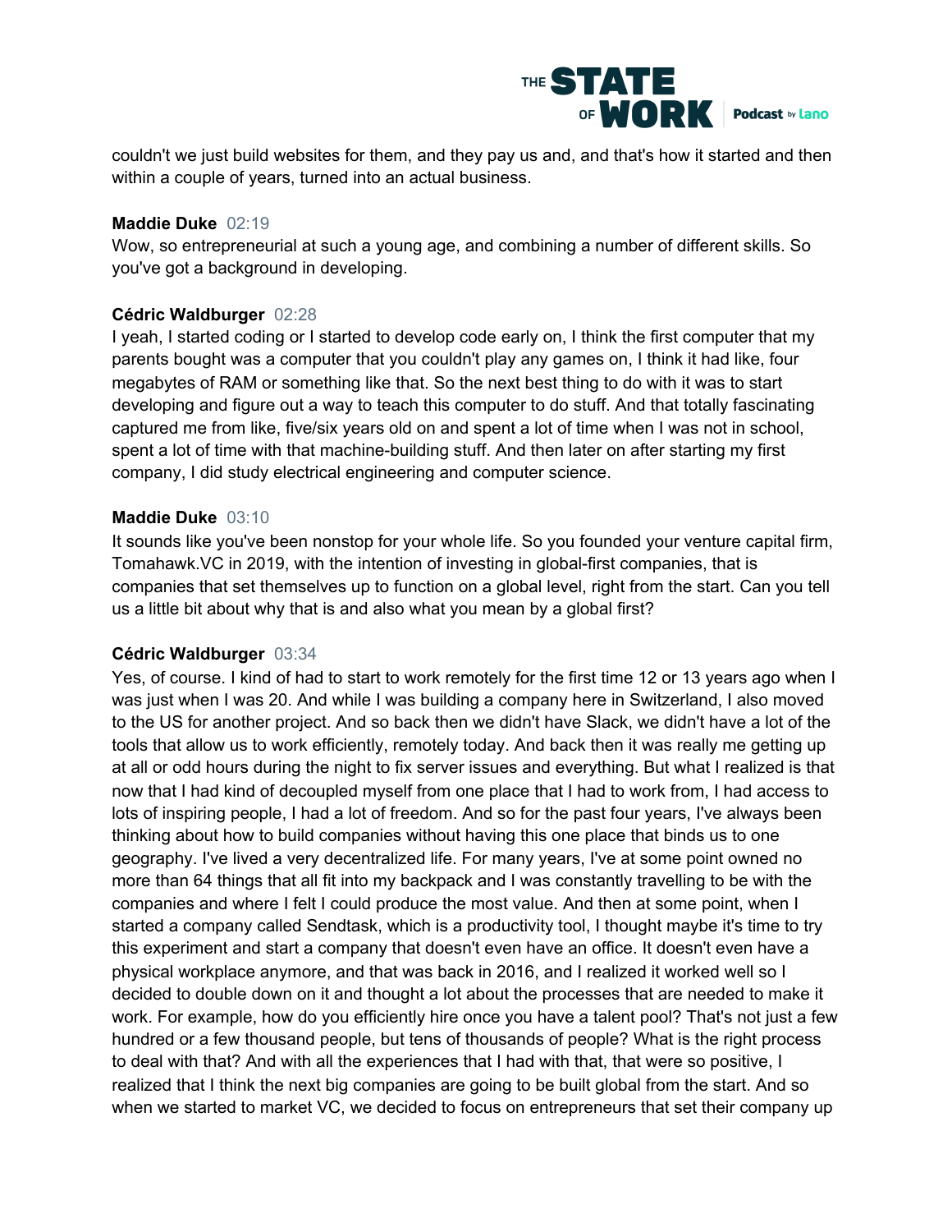couldn't we just build websites for them, and they pay us and, and that's how it started and then within a couple of years, turned into an actual business.

**Maddie Duke** 02:19
Wow, so entrepreneurial at such a young age, and combining a number of different skills. So you've got a background in developing.

**Cédric Waldburger** 02:28
I yeah, I started coding or I started to develop code early on, I think the first computer that my parents bought was a computer that you couldn't play any games on, I think it had like, four megabytes of RAM or something like that. So the next best thing to do with it was to start developing and figure out a way to teach this computer to do stuff. And that totally fascinating captured me from like, five/six years old on and spent a lot of time when I was not in school, spent a lot of time with that machine-building stuff. And then later on after starting my first company, I did study electrical engineering and computer science.

**Maddie Duke** 03:10
It sounds like you've been nonstop for your whole life. So you founded your venture capital firm, Tomahawk.VC in 2019, with the intention of investing in global-first companies, that is companies that set themselves up to function on a global level, right from the start. Can you tell us a little bit about why that is and also what you mean by a global first?

**Cédric Waldburger** 03:34
Yes, of course. I kind of had to start to work remotely for the first time 12 or 13 years ago when I was just when I was 20. And while I was building a company here in Switzerland, I also moved to the US for another project. And so back then we didn't have Slack, we didn't have a lot of the tools that allow us to work efficiently, remotely today. And back then it was really me getting up at all or odd hours during the night to fix server issues and everything. But what I realized is that now that I had kind of decoupled myself from one place that I had to work from, I had access to lots of inspiring people, I had a lot of freedom. And so for the past four years, I've always been thinking about how to build companies without having this one place that binds us to one geography. I've lived a very decentralized life. For many years, I've at some point owned no more than 64 things that all fit into my backpack and I was constantly travelling to be with the companies and where I felt I could produce the most value. And then at some point, when I started a company called Sendtask, which is a productivity tool, I thought maybe it's time to try this experiment and start a company that doesn't even have an office. It doesn't even have a physical workplace anymore, and that was back in 2016, and I realized it worked well so I decided to double down on it and thought a lot about the processes that are needed to make it work. For example, how do you efficiently hire once you have a talent pool? That's not just a few hundred or a few thousand people, but tens of thousands of people? What is the right process to deal with that? And with all the experiences that I had with that, that were so positive, I realized that I think the next big companies are going to be built global from the start. And so when we started to market VC, we decided to focus on entrepreneurs that set their company up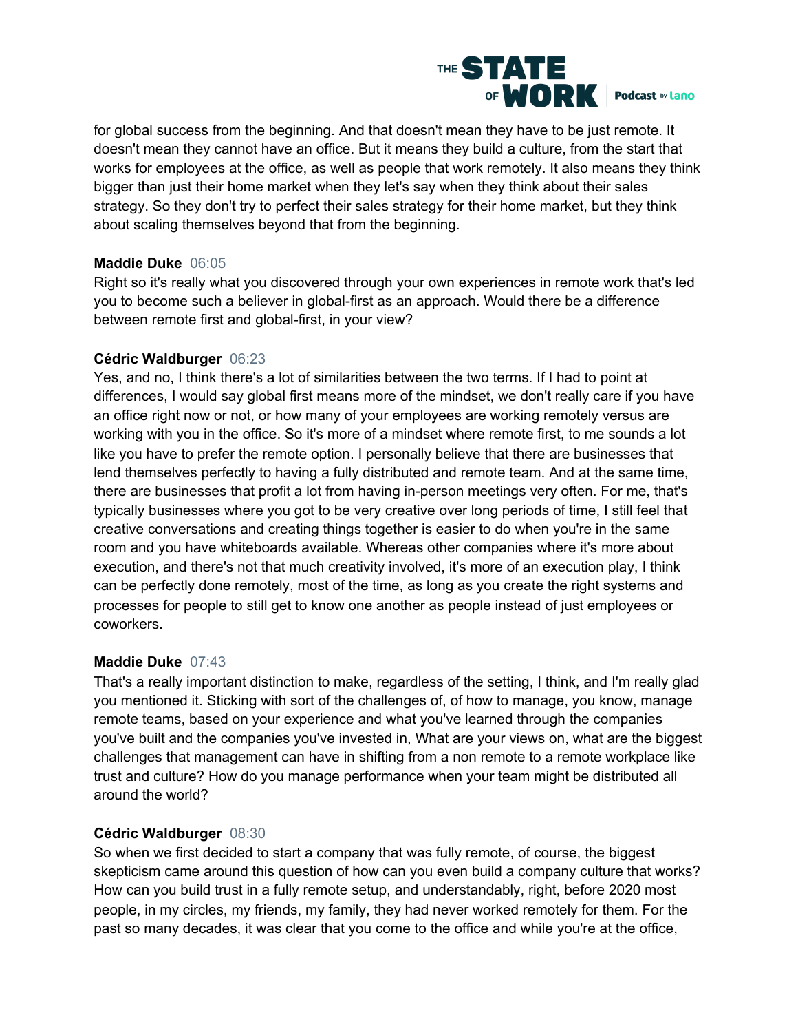for global success from the beginning. And that doesn't mean they have to be just remote. It doesn't mean they cannot have an office. But it means they build a culture, from the start that works for employees at the office, as well as people that work remotely. It also means they think bigger than just their home market when they let's say when they think about their sales strategy. So they don't try to perfect their sales strategy for their home market, but they think about scaling themselves beyond that from the beginning.

**Maddie Duke** 06:05
Right so it's really what you discovered through your own experiences in remote work that's led you to become such a believer in global-first as an approach. Would there be a difference between remote first and global-first, in your view?

**Cédric Waldburger** 06:23
Yes, and no, I think there's a lot of similarities between the two terms. If I had to point at differences, I would say global first means more of the mindset, we don't really care if you have an office right now or not, or how many of your employees are working remotely versus are working with you in the office. So it's more of a mindset where remote first, to me sounds a lot like you have to prefer the remote option. I personally believe that there are businesses that lend themselves perfectly to having a fully distributed and remote team. And at the same time, there are businesses that profit a lot from having in-person meetings very often. For me, that's typically businesses where you got to be very creative over long periods of time, I still feel that creative conversations and creating things together is easier to do when you're in the same room and you have whiteboards available. Whereas other companies where it's more about execution, and there's not that much creativity involved, it's more of an execution play, I think can be perfectly done remotely, most of the time, as long as you create the right systems and processes for people to still get to know one another as people instead of just employees or coworkers.

**Maddie Duke** 07:43
That's a really important distinction to make, regardless of the setting, I think, and I'm really glad you mentioned it. Sticking with sort of the challenges of, of how to manage, you know, manage remote teams, based on your experience and what you've learned through the companies you've built and the companies you've invested in, What are your views on, what are the biggest challenges that management can have in shifting from a non remote to a remote workplace like trust and culture? How do you manage performance when your team might be distributed all around the world?

**Cédric Waldburger** 08:30
So when we first decided to start a company that was fully remote, of course, the biggest skepticism came around this question of how can you even build a company culture that works? How can you build trust in a fully remote setup, and understandably, right, before 2020 most people, in my circles, my friends, my family, they had never worked remotely for them. For the past so many decades, it was clear that you come to the office and while you're at the office,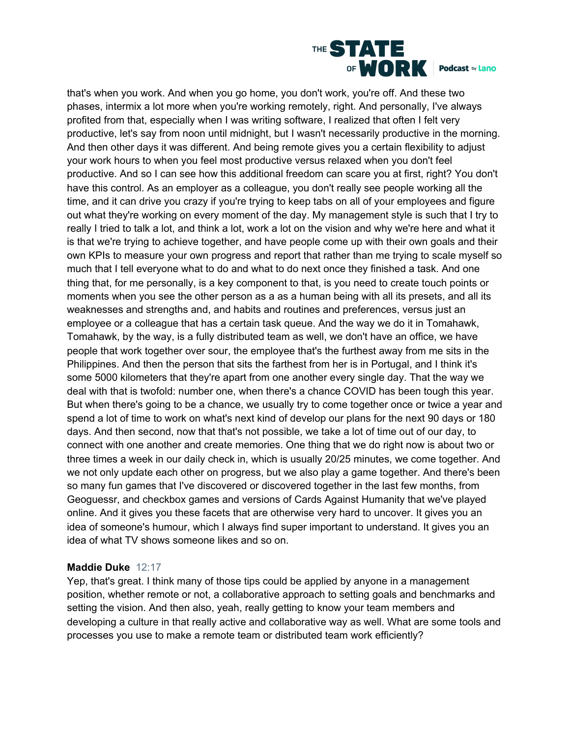that's when you work. And when you go home, you don't work, you're off. And these two phases, intermix a lot more when you're working remotely, right. And personally, I've always profited from that, especially when I was writing software, I realized that often I felt very productive, let's say from noon until midnight, but I wasn't necessarily productive in the morning. And then other days it was different. And being remote gives you a certain flexibility to adjust your work hours to when you feel most productive versus relaxed when you don't feel productive. And so I can see how this additional freedom can scare you at first, right? You don't have this control. As an employer as a colleague, you don't really see people working all the time, and it can drive you crazy if you're trying to keep tabs on all of your employees and figure out what they're working on every moment of the day. My management style is such that I try to really I tried to talk a lot, and think a lot, work a lot on the vision and why we're here and what it is that we're trying to achieve together, and have people come up with their own goals and their own KPIs to measure your own progress and report that rather than me trying to scale myself so much that I tell everyone what to do and what to do next once they finished a task. And one thing that, for me personally, is a key component to that, is you need to create touch points or moments when you see the other person as a as a human being with all its presets, and all its weaknesses and strengths and, and habits and routines and preferences, versus just an employee or a colleague that has a certain task queue. And the way we do it in Tomahawk, Tomahawk, by the way, is a fully distributed team as well, we don't have an office, we have people that work together over sour, the employee that's the furthest away from me sits in the Philippines. And then the person that sits the farthest from her is in Portugal, and I think it's some 5000 kilometers that they're apart from one another every single day. That the way we deal with that is twofold: number one, when there's a chance COVID has been tough this year. But when there's going to be a chance, we usually try to come together once or twice a year and spend a lot of time to work on what's next kind of develop our plans for the next 90 days or 180 days. And then second, now that that's not possible, we take a lot of time out of our day, to connect with one another and create memories. One thing that we do right now is about two or three times a week in our daily check in, which is usually 20/25 minutes, we come together. And we not only update each other on progress, but we also play a game together. And there's been so many fun games that I've discovered or discovered together in the last few months, from Geoguessr, and checkbox games and versions of Cards Against Humanity that we've played online. And it gives you these facets that are otherwise very hard to uncover. It gives you an idea of someone's humour, which I always find super important to understand. It gives you an idea of what TV shows someone likes and so on.

**Maddie Duke** 12:17
Yep, that's great. I think many of those tips could be applied by anyone in a management position, whether remote or not, a collaborative approach to setting goals and benchmarks and setting the vision. And then also, yeah, really getting to know your team members and developing a culture in that really active and collaborative way as well. What are some tools and processes you use to make a remote team or distributed team work efficiently?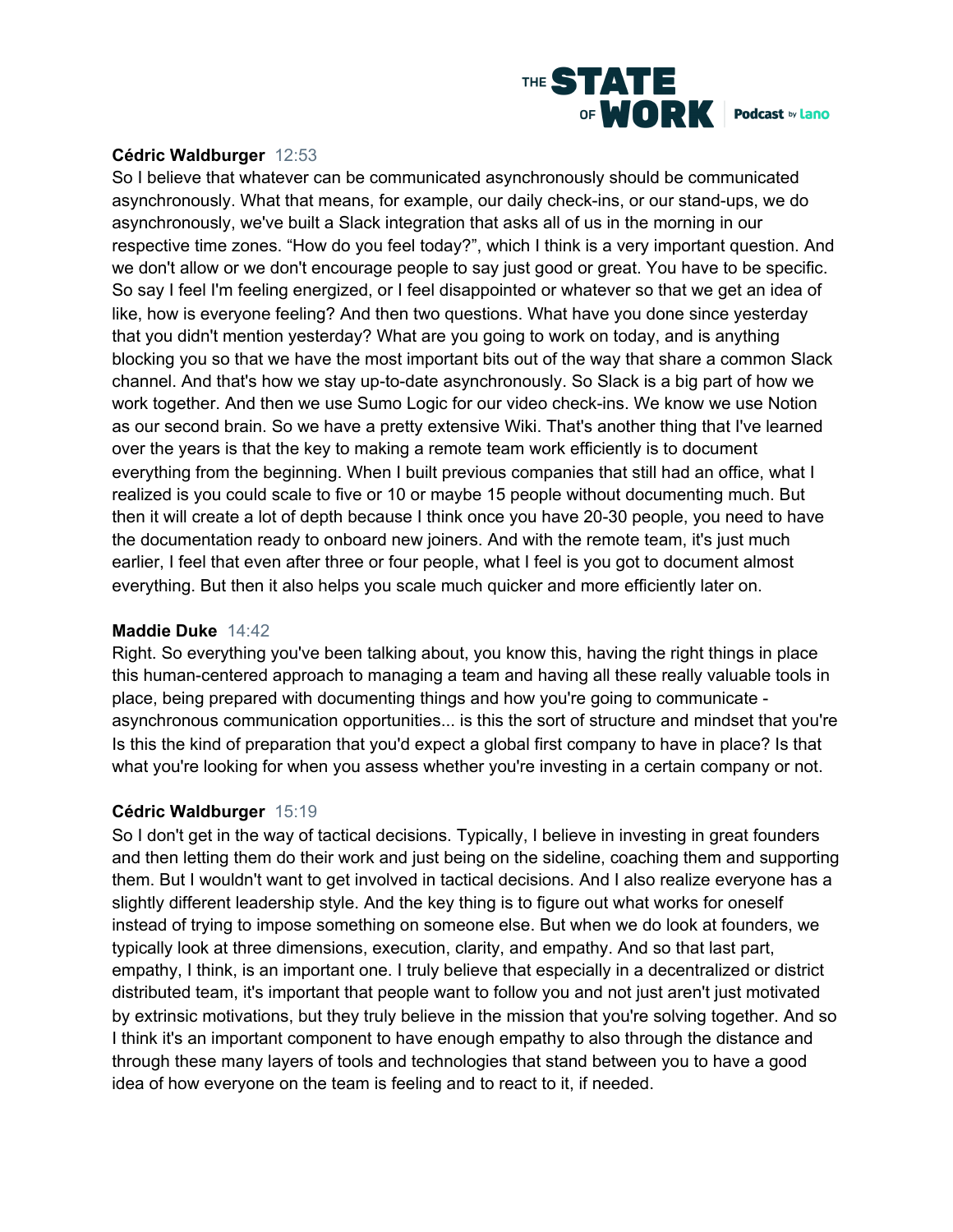**Cédric Waldburger** 12:53
So I believe that whatever can be communicated asynchronously should be communicated asynchronously. What that means, for example, our daily check-ins, or our stand-ups, we do asynchronously, we've built a Slack integration that asks all of us in the morning in our respective time zones. "How do you feel today?", which I think is a very important question. And we don't allow or we don't encourage people to say just good or great. You have to be specific. So say I feel I'm feeling energized, or I feel disappointed or whatever so that we get an idea of like, how is everyone feeling? And then two questions. What have you done since yesterday that you didn't mention yesterday? What are you going to work on today, and is anything blocking you so that we have the most important bits out of the way that share a common Slack channel. And that's how we stay up-to-date asynchronously. So Slack is a big part of how we work together. And then we use Sumo Logic for our video check-ins. We know we use Notion as our second brain. So we have a pretty extensive Wiki. That's another thing that I've learned over the years is that the key to making a remote team work efficiently is to document everything from the beginning. When I built previous companies that still had an office, what I realized is you could scale to five or 10 or maybe 15 people without documenting much. But then it will create a lot of depth because I think once you have 20-30 people, you need to have the documentation ready to onboard new joiners. And with the remote team, it's just much earlier, I feel that even after three or four people, what I feel is you got to document almost everything. But then it also helps you scale much quicker and more efficiently later on.

**Maddie Duke** 14:42
Right. So everything you've been talking about, you know this, having the right things in place this human-centered approach to managing a team and having all these really valuable tools in place, being prepared with documenting things and how you're going to communicate - asynchronous communication opportunities... is this the sort of structure and mindset that you're Is this the kind of preparation that you'd expect a global first company to have in place? Is that what you're looking for when you assess whether you're investing in a certain company or not.

**Cédric Waldburger** 15:19
So I don't get in the way of tactical decisions. Typically, I believe in investing in great founders and then letting them do their work and just being on the sideline, coaching them and supporting them. But I wouldn't want to get involved in tactical decisions. And I also realize everyone has a slightly different leadership style. And the key thing is to figure out what works for oneself instead of trying to impose something on someone else. But when we do look at founders, we typically look at three dimensions, execution, clarity, and empathy. And so that last part, empathy, I think, is an important one. I truly believe that especially in a decentralized or district distributed team, it's important that people want to follow you and not just aren't just motivated by extrinsic motivations, but they truly believe in the mission that you're solving together. And so I think it's an important component to have enough empathy to also through the distance and through these many layers of tools and technologies that stand between you to have a good idea of how everyone on the team is feeling and to react to it, if needed.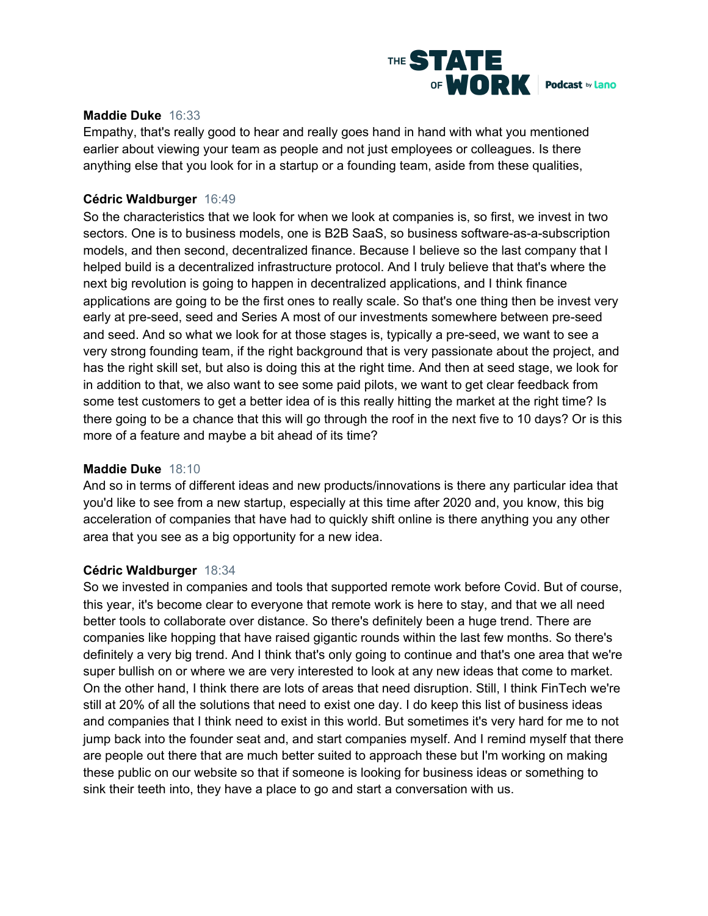**Maddie Duke** 16:33

Empathy, that's really good to hear and really goes hand in hand with what you mentioned earlier about viewing your team as people and not just employees or colleagues. Is there anything else that you look for in a startup or a founding team, aside from these qualities,

**Cédric Waldburger** 16:49

So the characteristics that we look for when we look at companies is, so first, we invest in two sectors. One is to business models, one is B2B SaaS, so business software-as-a-subscription models, and then second, decentralized finance. Because I believe so the last company that I helped build is a decentralized infrastructure protocol. And I truly believe that that's where the next big revolution is going to happen in decentralized applications, and I think finance applications are going to be the first ones to really scale. So that's one thing then be invest very early at pre-seed, seed and Series A most of our investments somewhere between pre-seed and seed. And so what we look for at those stages is, typically a pre-seed, we want to see a very strong founding team, if the right background that is very passionate about the project, and has the right skill set, but also is doing this at the right time. And then at seed stage, we look for in addition to that, we also want to see some paid pilots, we want to get clear feedback from some test customers to get a better idea of is this really hitting the market at the right time? Is there going to be a chance that this will go through the roof in the next five to 10 days? Or is this more of a feature and maybe a bit ahead of its time?

**Maddie Duke** 18:10

And so in terms of different ideas and new products/innovations is there any particular idea that you'd like to see from a new startup, especially at this time after 2020 and, you know, this big acceleration of companies that have had to quickly shift online is there anything you any other area that you see as a big opportunity for a new idea.

**Cédric Waldburger** 18:34

So we invested in companies and tools that supported remote work before Covid. But of course, this year, it's become clear to everyone that remote work is here to stay, and that we all need better tools to collaborate over distance. So there's definitely been a huge trend. There are companies like hopping that have raised gigantic rounds within the last few months. So there's definitely a very big trend. And I think that's only going to continue and that's one area that we're super bullish on or where we are very interested to look at any new ideas that come to market. On the other hand, I think there are lots of areas that need disruption. Still, I think FinTech we're still at 20% of all the solutions that need to exist one day. I do keep this list of business ideas and companies that I think need to exist in this world. But sometimes it's very hard for me to not jump back into the founder seat and, and start companies myself. And I remind myself that there are people out there that are much better suited to approach these but I'm working on making these public on our website so that if someone is looking for business ideas or something to sink their teeth into, they have a place to go and start a conversation with us.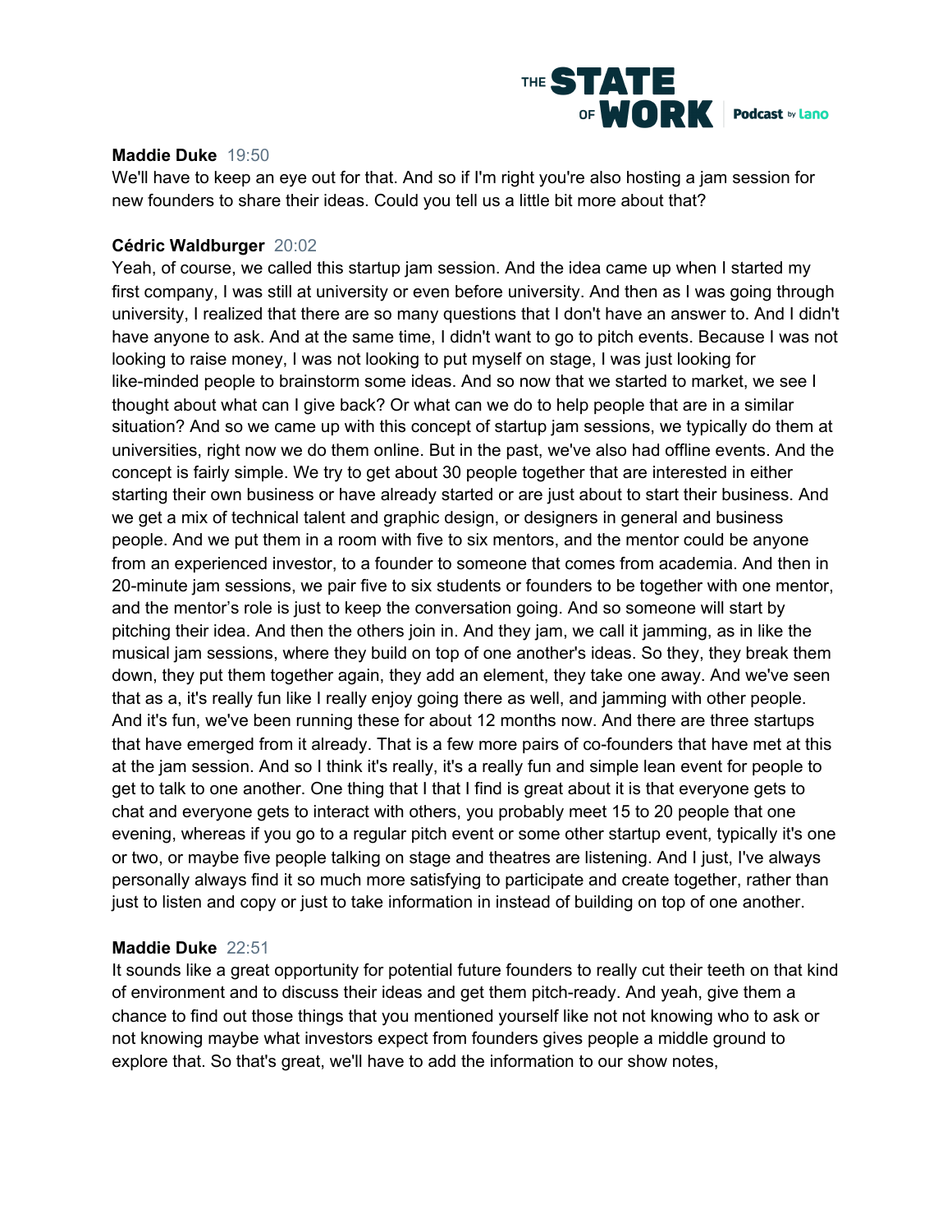**Maddie Duke** 19:50
We'll have to keep an eye out for that. And so if I'm right you're also hosting a jam session for new founders to share their ideas. Could you tell us a little bit more about that?

**Cédric Waldburger** 20:02
Yeah, of course, we called this startup jam session. And the idea came up when I started my first company, I was still at university or even before university. And then as I was going through university, I realized that there are so many questions that I don't have an answer to. And I didn't have anyone to ask. And at the same time, I didn't want to go to pitch events. Because I was not looking to raise money, I was not looking to put myself on stage, I was just looking for like-minded people to brainstorm some ideas. And so now that we started to market, we see I thought about what can I give back? Or what can we do to help people that are in a similar situation? And so we came up with this concept of startup jam sessions, we typically do them at universities, right now we do them online. But in the past, we've also had offline events. And the concept is fairly simple. We try to get about 30 people together that are interested in either starting their own business or have already started or are just about to start their business. And we get a mix of technical talent and graphic design, or designers in general and business people. And we put them in a room with five to six mentors, and the mentor could be anyone from an experienced investor, to a founder to someone that comes from academia. And then in 20-minute jam sessions, we pair five to six students or founders to be together with one mentor, and the mentor's role is just to keep the conversation going. And so someone will start by pitching their idea. And then the others join in. And they jam, we call it jamming, as in like the musical jam sessions, where they build on top of one another's ideas. So they, they break them down, they put them together again, they add an element, they take one away. And we've seen that as a, it's really fun like I really enjoy going there as well, and jamming with other people. And it's fun, we've been running these for about 12 months now. And there are three startups that have emerged from it already. That is a few more pairs of co-founders that have met at this at the jam session. And so I think it's really, it's a really fun and simple lean event for people to get to talk to one another. One thing that I that I find is great about it is that everyone gets to chat and everyone gets to interact with others, you probably meet 15 to 20 people that one evening, whereas if you go to a regular pitch event or some other startup event, typically it's one or two, or maybe five people talking on stage and theatres are listening. And I just, I've always personally always find it so much more satisfying to participate and create together, rather than just to listen and copy or just to take information in instead of building on top of one another.

**Maddie Duke** 22:51
It sounds like a great opportunity for potential future founders to really cut their teeth on that kind of environment and to discuss their ideas and get them pitch-ready. And yeah, give them a chance to find out those things that you mentioned yourself like not not knowing who to ask or not knowing maybe what investors expect from founders gives people a middle ground to explore that. So that's great, we'll have to add the information to our show notes,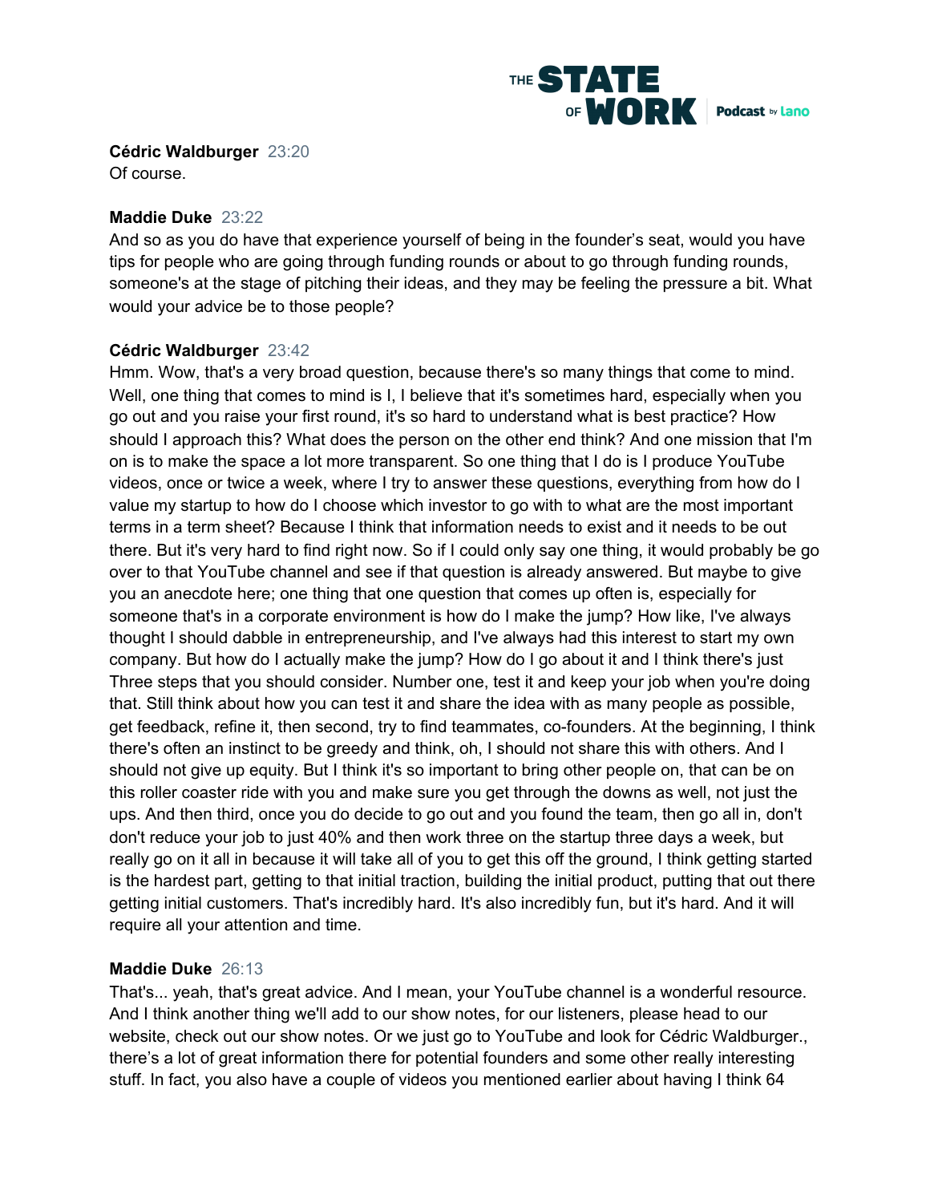**Cédric Waldburger** 23:20
Of course.

**Maddie Duke** 23:22
And so as you do have that experience yourself of being in the founder's seat, would you have tips for people who are going through funding rounds or about to go through funding rounds, someone's at the stage of pitching their ideas, and they may be feeling the pressure a bit. What would your advice be to those people?

**Cédric Waldburger** 23:42
Hmm. Wow, that's a very broad question, because there's so many things that come to mind. Well, one thing that comes to mind is I, I believe that it's sometimes hard, especially when you go out and you raise your first round, it's so hard to understand what is best practice? How should I approach this? What does the person on the other end think? And one mission that I'm on is to make the space a lot more transparent. So one thing that I do is I produce YouTube videos, once or twice a week, where I try to answer these questions, everything from how do I value my startup to how do I choose which investor to go with to what are the most important terms in a term sheet? Because I think that information needs to exist and it needs to be out there. But it's very hard to find right now. So if I could only say one thing, it would probably be go over to that YouTube channel and see if that question is already answered. But maybe to give you an anecdote here; one thing that one question that comes up often is, especially for someone that's in a corporate environment is how do I make the jump? How like, I've always thought I should dabble in entrepreneurship, and I've always had this interest to start my own company. But how do I actually make the jump? How do I go about it and I think there's just Three steps that you should consider. Number one, test it and keep your job when you're doing that. Still think about how you can test it and share the idea with as many people as possible, get feedback, refine it, then second, try to find teammates, co-founders. At the beginning, I think there's often an instinct to be greedy and think, oh, I should not share this with others. And I should not give up equity. But I think it's so important to bring other people on, that can be on this roller coaster ride with you and make sure you get through the downs as well, not just the ups. And then third, once you do decide to go out and you found the team, then go all in, don't don't reduce your job to just 40% and then work three on the startup three days a week, but really go on it all in because it will take all of you to get this off the ground, I think getting started is the hardest part, getting to that initial traction, building the initial product, putting that out there getting initial customers. That's incredibly hard. It's also incredibly fun, but it's hard. And it will require all your attention and time.

**Maddie Duke** 26:13
That's... yeah, that's great advice. And I mean, your YouTube channel is a wonderful resource. And I think another thing we'll add to our show notes, for our listeners, please head to our website, check out our show notes. Or we just go to YouTube and look for Cédric Waldburger., there's a lot of great information there for potential founders and some other really interesting stuff. In fact, you also have a couple of videos you mentioned earlier about having I think 64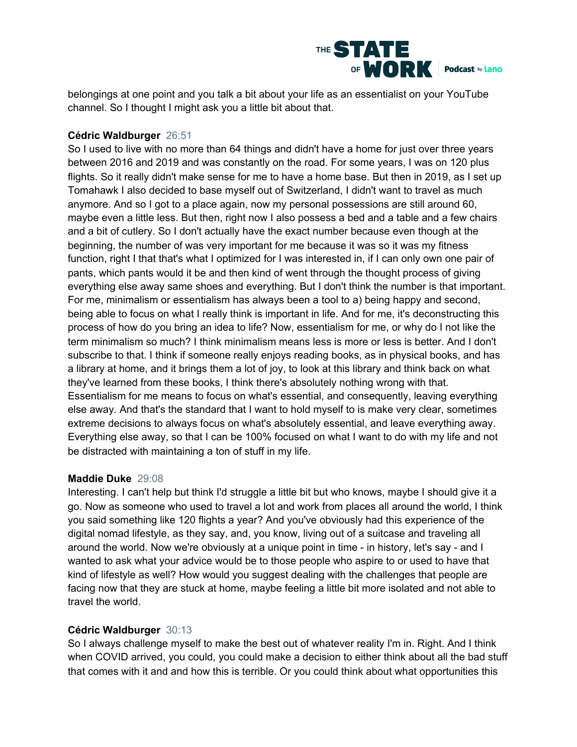belongings at one point and you talk a bit about your life as an essentialist on your YouTube channel. So I thought I might ask you a little bit about that.

**Cédric Waldburger** 26:51
So I used to live with no more than 64 things and didn't have a home for just over three years between 2016 and 2019 and was constantly on the road. For some years, I was on 120 plus flights. So it really didn't make sense for me to have a home base. But then in 2019, as I set up Tomahawk I also decided to base myself out of Switzerland, I didn't want to travel as much anymore. And so I got to a place again, now my personal possessions are still around 60, maybe even a little less. But then, right now I also possess a bed and a table and a few chairs and a bit of cutlery. So I don't actually have the exact number because even though at the beginning, the number of was very important for me because it was so it was my fitness function, right I that that's what I optimized for I was interested in, if I can only own one pair of pants, which pants would it be and then kind of went through the thought process of giving everything else away same shoes and everything. But I don't think the number is that important. For me, minimalism or essentialism has always been a tool to a) being happy and second, being able to focus on what I really think is important in life. And for me, it's deconstructing this process of how do you bring an idea to life? Now, essentialism for me, or why do I not like the term minimalism so much? I think minimalism means less is more or less is better. And I don't subscribe to that. I think if someone really enjoys reading books, as in physical books, and has a library at home, and it brings them a lot of joy, to look at this library and think back on what they've learned from these books, I think there's absolutely nothing wrong with that. Essentialism for me means to focus on what's essential, and consequently, leaving everything else away. And that's the standard that I want to hold myself to is make very clear, sometimes extreme decisions to always focus on what's absolutely essential, and leave everything away. Everything else away, so that I can be 100% focused on what I want to do with my life and not be distracted with maintaining a ton of stuff in my life.

**Maddie Duke** 29:08
Interesting. I can't help but think I'd struggle a little bit but who knows, maybe I should give it a go. Now as someone who used to travel a lot and work from places all around the world, I think you said something like 120 flights a year? And you've obviously had this experience of the digital nomad lifestyle, as they say, and, you know, living out of a suitcase and traveling all around the world. Now we're obviously at a unique point in time - in history, let's say - and I wanted to ask what your advice would be to those people who aspire to or used to have that kind of lifestyle as well? How would you suggest dealing with the challenges that people are facing now that they are stuck at home, maybe feeling a little bit more isolated and not able to travel the world.

**Cédric Waldburger** 30:13
So I always challenge myself to make the best out of whatever reality I'm in. Right. And I think when COVID arrived, you could, you could make a decision to either think about all the bad stuff that comes with it and and how this is terrible. Or you could think about what opportunities this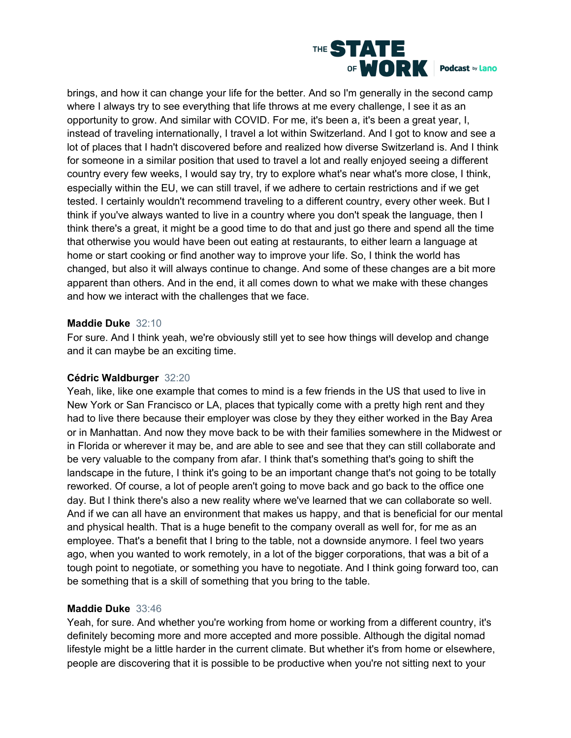brings, and how it can change your life for the better. And so I'm generally in the second camp where I always try to see everything that life throws at me every challenge, I see it as an opportunity to grow. And similar with COVID. For me, it's been a, it's been a great year, I, instead of traveling internationally, I travel a lot within Switzerland. And I got to know and see a lot of places that I hadn't discovered before and realized how diverse Switzerland is. And I think for someone in a similar position that used to travel a lot and really enjoyed seeing a different country every few weeks, I would say try, try to explore what's near what's more close, I think, especially within the EU, we can still travel, if we adhere to certain restrictions and if we get tested. I certainly wouldn't recommend traveling to a different country, every other week. But I think if you've always wanted to live in a country where you don't speak the language, then I think there's a great, it might be a good time to do that and just go there and spend all the time that otherwise you would have been out eating at restaurants, to either learn a language at home or start cooking or find another way to improve your life. So, I think the world has changed, but also it will always continue to change. And some of these changes are a bit more apparent than others. And in the end, it all comes down to what we make with these changes and how we interact with the challenges that we face.

**Maddie Duke** 32:10
For sure. And I think yeah, we're obviously still yet to see how things will develop and change and it can maybe be an exciting time.

**Cédric Waldburger** 32:20
Yeah, like, like one example that comes to mind is a few friends in the US that used to live in New York or San Francisco or LA, places that typically come with a pretty high rent and they had to live there because their employer was close by they they either worked in the Bay Area or in Manhattan. And now they move back to be with their families somewhere in the Midwest or in Florida or wherever it may be, and are able to see and see that they can still collaborate and be very valuable to the company from afar. I think that's something that's going to shift the landscape in the future, I think it's going to be an important change that's not going to be totally reworked. Of course, a lot of people aren't going to move back and go back to the office one day. But I think there's also a new reality where we've learned that we can collaborate so well. And if we can all have an environment that makes us happy, and that is beneficial for our mental and physical health. That is a huge benefit to the company overall as well for, for me as an employee. That's a benefit that I bring to the table, not a downside anymore. I feel two years ago, when you wanted to work remotely, in a lot of the bigger corporations, that was a bit of a tough point to negotiate, or something you have to negotiate. And I think going forward too, can be something that is a skill of something that you bring to the table.

**Maddie Duke** 33:46
Yeah, for sure. And whether you're working from home or working from a different country, it's definitely becoming more and more accepted and more possible. Although the digital nomad lifestyle might be a little harder in the current climate. But whether it's from home or elsewhere, people are discovering that it is possible to be productive when you're not sitting next to your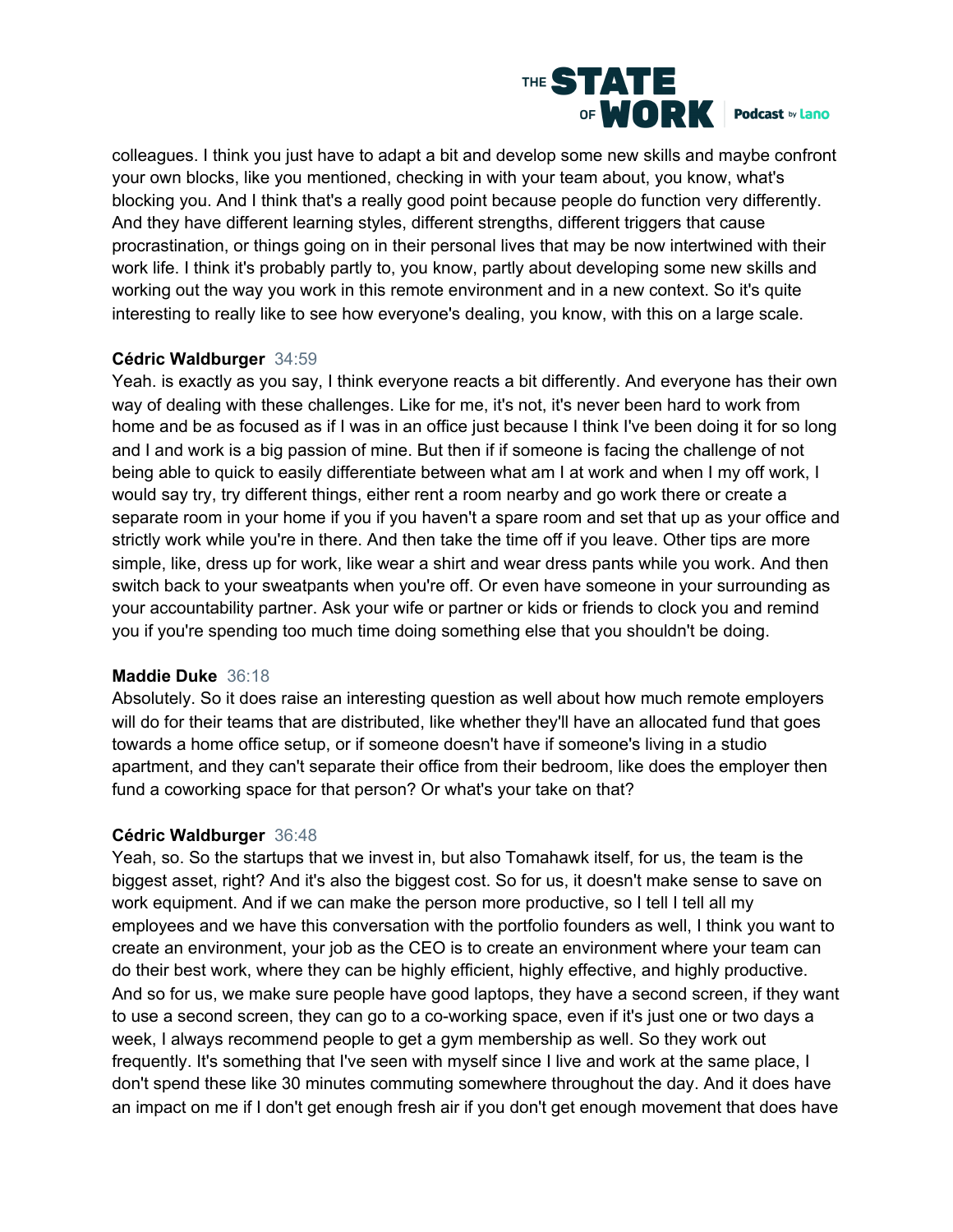colleagues. I think you just have to adapt a bit and develop some new skills and maybe confront your own blocks, like you mentioned, checking in with your team about, you know, what's blocking you. And I think that's a really good point because people do function very differently. And they have different learning styles, different strengths, different triggers that cause procrastination, or things going on in their personal lives that may be now intertwined with their work life. I think it's probably partly to, you know, partly about developing some new skills and working out the way you work in this remote environment and in a new context. So it's quite interesting to really like to see how everyone's dealing, you know, with this on a large scale.

**Cédric Waldburger** 34:59

Yeah. is exactly as you say, I think everyone reacts a bit differently. And everyone has their own way of dealing with these challenges. Like for me, it's not, it's never been hard to work from home and be as focused as if I was in an office just because I think I've been doing it for so long and I and work is a big passion of mine. But then if if someone is facing the challenge of not being able to quick to easily differentiate between what am I at work and when I my off work, I would say try, try different things, either rent a room nearby and go work there or create a separate room in your home if you if you haven't a spare room and set that up as your office and strictly work while you're in there. And then take the time off if you leave. Other tips are more simple, like, dress up for work, like wear a shirt and wear dress pants while you work. And then switch back to your sweatpants when you're off. Or even have someone in your surrounding as your accountability partner. Ask your wife or partner or kids or friends to clock you and remind you if you're spending too much time doing something else that you shouldn't be doing.

**Maddie Duke** 36:18

Absolutely. So it does raise an interesting question as well about how much remote employers will do for their teams that are distributed, like whether they'll have an allocated fund that goes towards a home office setup, or if someone doesn't have if someone's living in a studio apartment, and they can't separate their office from their bedroom, like does the employer then fund a coworking space for that person? Or what's your take on that?

**Cédric Waldburger** 36:48

Yeah, so. So the startups that we invest in, but also Tomahawk itself, for us, the team is the biggest asset, right? And it's also the biggest cost. So for us, it doesn't make sense to save on work equipment. And if we can make the person more productive, so I tell I tell all my employees and we have this conversation with the portfolio founders as well, I think you want to create an environment, your job as the CEO is to create an environment where your team can do their best work, where they can be highly efficient, highly effective, and highly productive. And so for us, we make sure people have good laptops, they have a second screen, if they want to use a second screen, they can go to a co-working space, even if it's just one or two days a week, I always recommend people to get a gym membership as well. So they work out frequently. It's something that I've seen with myself since I live and work at the same place, I don't spend these like 30 minutes commuting somewhere throughout the day. And it does have an impact on me if I don't get enough fresh air if you don't get enough movement that does have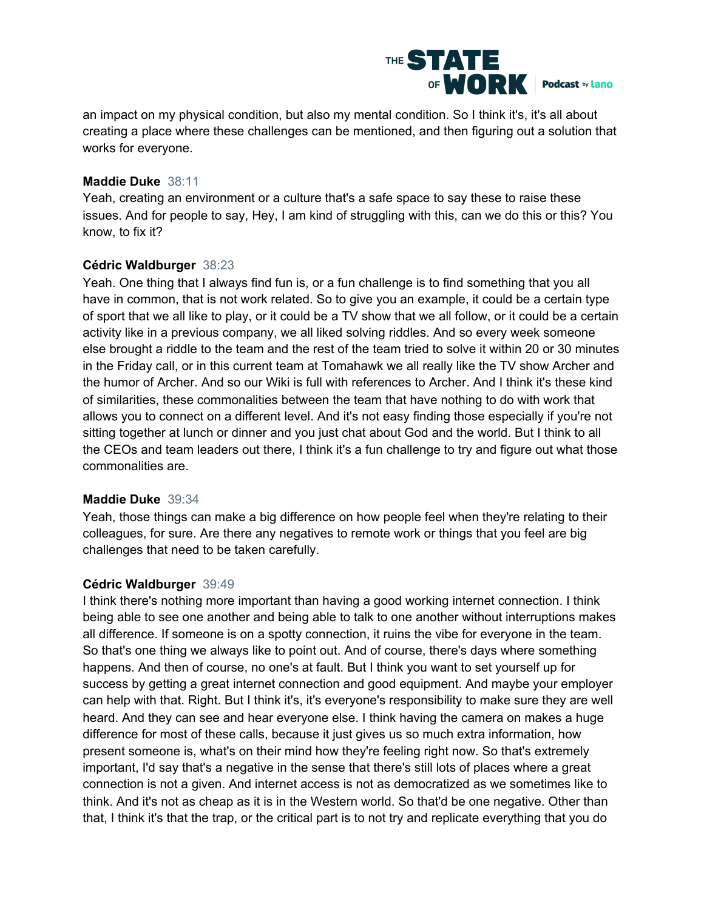an impact on my physical condition, but also my mental condition. So I think it's, it's all about creating a place where these challenges can be mentioned, and then figuring out a solution that works for everyone.

**Maddie Duke** 38:11
Yeah, creating an environment or a culture that's a safe space to say these to raise these issues. And for people to say, Hey, I am kind of struggling with this, can we do this or this? You know, to fix it?

**Cédric Waldburger** 38:23
Yeah. One thing that I always find fun is, or a fun challenge is to find something that you all have in common, that is not work related. So to give you an example, it could be a certain type of sport that we all like to play, or it could be a TV show that we all follow, or it could be a certain activity like in a previous company, we all liked solving riddles. And so every week someone else brought a riddle to the team and the rest of the team tried to solve it within 20 or 30 minutes in the Friday call, or in this current team at Tomahawk we all really like the TV show Archer and the humor of Archer. And so our Wiki is full with references to Archer. And I think it's these kind of similarities, these commonalities between the team that have nothing to do with work that allows you to connect on a different level. And it's not easy finding those especially if you're not sitting together at lunch or dinner and you just chat about God and the world. But I think to all the CEOs and team leaders out there, I think it's a fun challenge to try and figure out what those commonalities are.

**Maddie Duke** 39:34
Yeah, those things can make a big difference on how people feel when they're relating to their colleagues, for sure. Are there any negatives to remote work or things that you feel are big challenges that need to be taken carefully.

**Cédric Waldburger** 39:49
I think there's nothing more important than having a good working internet connection. I think being able to see one another and being able to talk to one another without interruptions makes all difference. If someone is on a spotty connection, it ruins the vibe for everyone in the team. So that's one thing we always like to point out. And of course, there's days where something happens. And then of course, no one's at fault. But I think you want to set yourself up for success by getting a great internet connection and good equipment. And maybe your employer can help with that. Right. But I think it's, it's everyone's responsibility to make sure they are well heard. And they can see and hear everyone else. I think having the camera on makes a huge difference for most of these calls, because it just gives us so much extra information, how present someone is, what's on their mind how they're feeling right now. So that's extremely important, I'd say that's a negative in the sense that there's still lots of places where a great connection is not a given. And internet access is not as democratized as we sometimes like to think. And it's not as cheap as it is in the Western world. So that'd be one negative. Other than that, I think it's that the trap, or the critical part is to not try and replicate everything that you do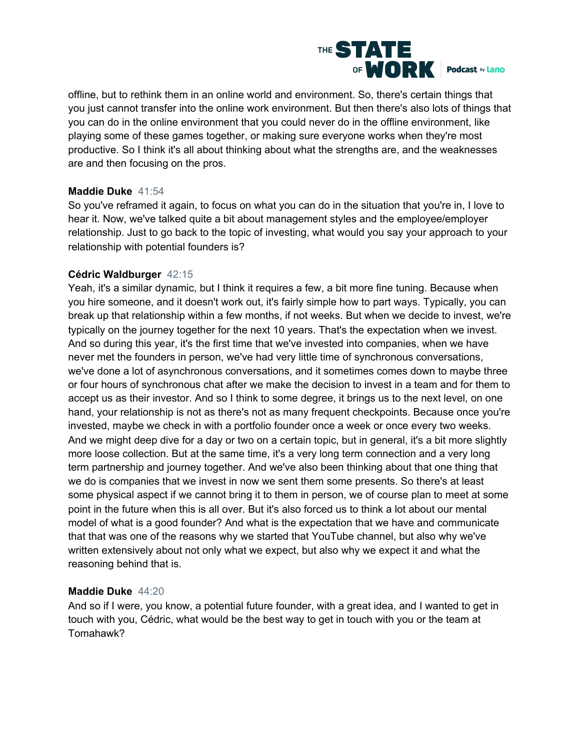offline, but to rethink them in an online world and environment. So, there's certain things that you just cannot transfer into the online work environment. But then there's also lots of things that you can do in the online environment that you could never do in the offline environment, like playing some of these games together, or making sure everyone works when they're most productive. So I think it's all about thinking about what the strengths are, and the weaknesses are and then focusing on the pros.

**Maddie Duke** 41:54
So you've reframed it again, to focus on what you can do in the situation that you're in, I love to hear it. Now, we've talked quite a bit about management styles and the employee/employer relationship. Just to go back to the topic of investing, what would you say your approach to your relationship with potential founders is?

**Cédric Waldburger** 42:15
Yeah, it's a similar dynamic, but I think it requires a few, a bit more fine tuning. Because when you hire someone, and it doesn't work out, it's fairly simple how to part ways. Typically, you can break up that relationship within a few months, if not weeks. But when we decide to invest, we're typically on the journey together for the next 10 years. That's the expectation when we invest. And so during this year, it's the first time that we've invested into companies, when we have never met the founders in person, we've had very little time of synchronous conversations, we've done a lot of asynchronous conversations, and it sometimes comes down to maybe three or four hours of synchronous chat after we make the decision to invest in a team and for them to accept us as their investor. And so I think to some degree, it brings us to the next level, on one hand, your relationship is not as there's not as many frequent checkpoints. Because once you're invested, maybe we check in with a portfolio founder once a week or once every two weeks. And we might deep dive for a day or two on a certain topic, but in general, it's a bit more slightly more loose collection. But at the same time, it's a very long term connection and a very long term partnership and journey together. And we've also been thinking about that one thing that we do is companies that we invest in now we sent them some presents. So there's at least some physical aspect if we cannot bring it to them in person, we of course plan to meet at some point in the future when this is all over. But it's also forced us to think a lot about our mental model of what is a good founder? And what is the expectation that we have and communicate that that was one of the reasons why we started that YouTube channel, but also why we've written extensively about not only what we expect, but also why we expect it and what the reasoning behind that is.

**Maddie Duke** 44:20
And so if I were, you know, a potential future founder, with a great idea, and I wanted to get in touch with you, Cédric, what would be the best way to get in touch with you or the team at Tomahawk?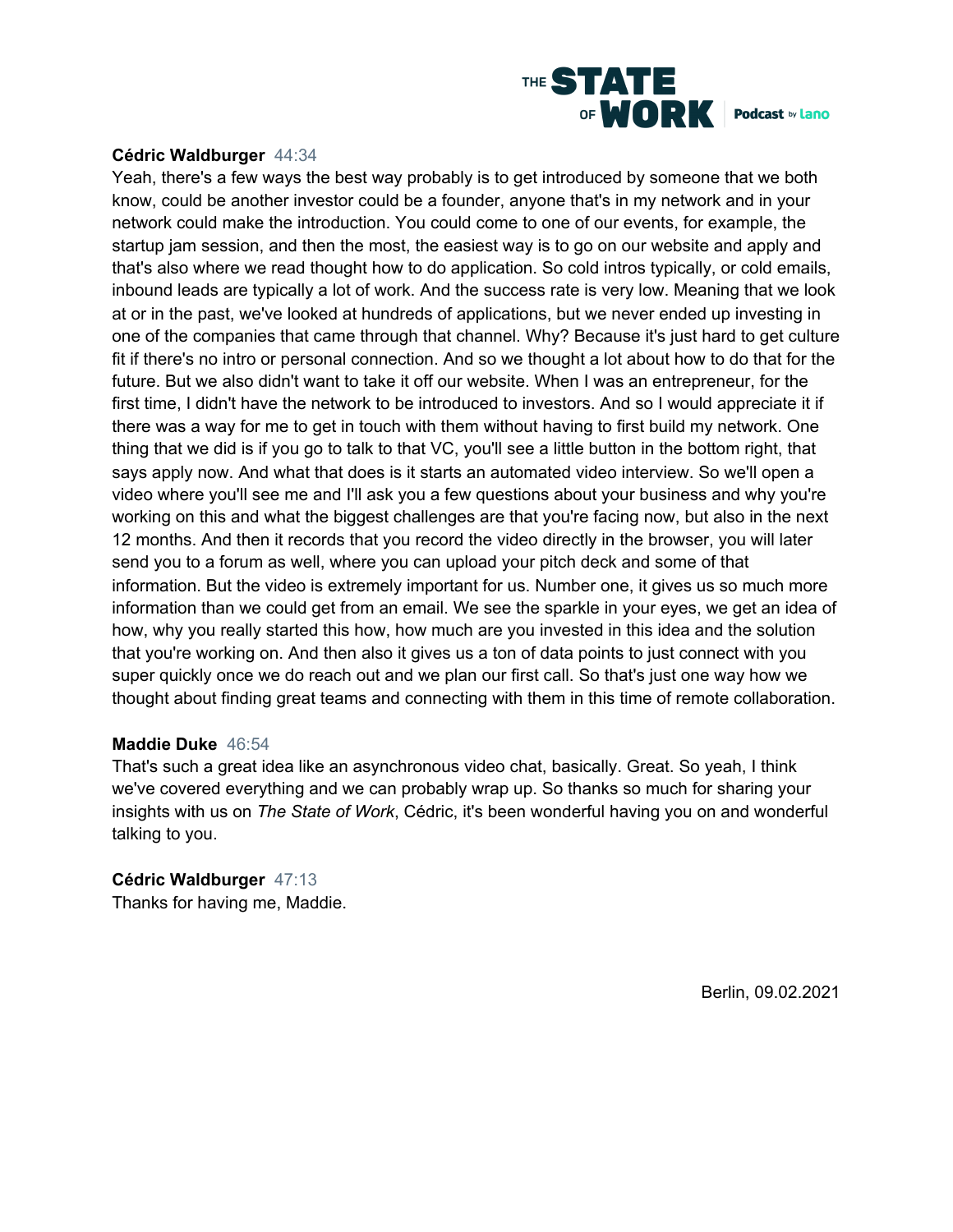**Cédric Waldburger** 44:34
Yeah, there's a few ways the best way probably is to get introduced by someone that we both know, could be another investor could be a founder, anyone that's in my network and in your network could make the introduction. You could come to one of our events, for example, the startup jam session, and then the most, the easiest way is to go on our website and apply and that's also where we read thought how to do application. So cold intros typically, or cold emails, inbound leads are typically a lot of work. And the success rate is very low. Meaning that we look at or in the past, we've looked at hundreds of applications, but we never ended up investing in one of the companies that came through that channel. Why? Because it's just hard to get culture fit if there's no intro or personal connection. And so we thought a lot about how to do that for the future. But we also didn't want to take it off our website. When I was an entrepreneur, for the first time, I didn't have the network to be introduced to investors. And so I would appreciate it if there was a way for me to get in touch with them without having to first build my network. One thing that we did is if you go to talk to that VC, you'll see a little button in the bottom right, that says apply now. And what that does is it starts an automated video interview. So we'll open a video where you'll see me and I'll ask you a few questions about your business and why you're working on this and what the biggest challenges are that you're facing now, but also in the next 12 months. And then it records that you record the video directly in the browser, you will later send you to a forum as well, where you can upload your pitch deck and some of that information. But the video is extremely important for us. Number one, it gives us so much more information than we could get from an email. We see the sparkle in your eyes, we get an idea of how, why you really started this how, how much are you invested in this idea and the solution that you're working on. And then also it gives us a ton of data points to just connect with you super quickly once we do reach out and we plan our first call. So that's just one way how we thought about finding great teams and connecting with them in this time of remote collaboration.

**Maddie Duke** 46:54
That's such a great idea like an asynchronous video chat, basically. Great. So yeah, I think we've covered everything and we can probably wrap up. So thanks so much for sharing your insights with us on *The State of Work*, Cédric, it's been wonderful having you on and wonderful talking to you.

**Cédric Waldburger** 47:13
Thanks for having me, Maddie.

Berlin, 09.02.2021